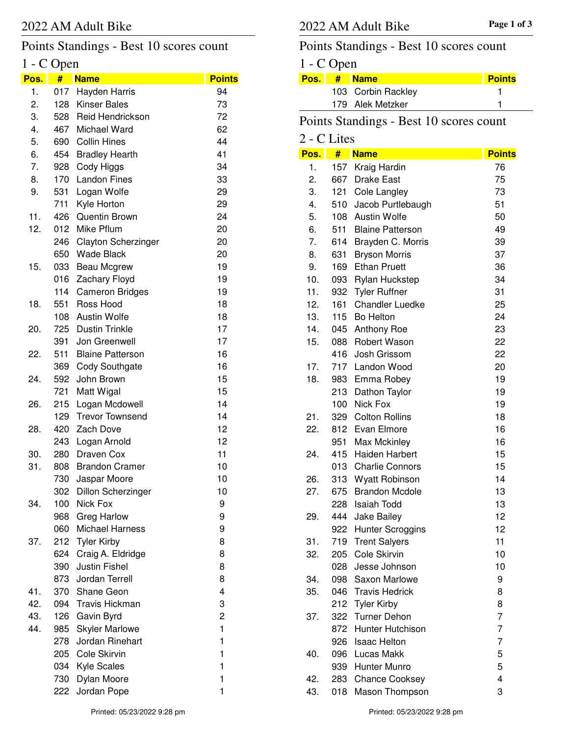# 2022 AM Adult Bike

## Points Standings - Best 10 scores count

### 1 - C Open

| Pos. | # | Name | Points |
|---|---|---|---|
| 1. | 017 | Hayden Harris | 94 |
| 2. | 128 | Kinser Bales | 73 |
| 3. | 528 | Reid Hendrickson | 72 |
| 4. | 467 | Michael Ward | 62 |
| 5. | 690 | Collin Hines | 44 |
| 6. | 454 | Bradley Hearth | 41 |
| 7. | 928 | Cody Higgs | 34 |
| 8. | 170 | Landon Fines | 33 |
| 9. | 531 | Logan Wolfe | 29 |
| | 711 | Kyle Horton | 29 |
| 11. | 426 | Quentin Brown | 24 |
| 12. | 012 | Mike Pflum | 20 |
| | 246 | Clayton Scherzinger | 20 |
| | 650 | Wade Black | 20 |
| 15. | 033 | Beau Mcgrew | 19 |
| | 016 | Zachary Floyd | 19 |
| | 114 | Cameron Bridges | 19 |
| 18. | 551 | Ross Hood | 18 |
| | 108 | Austin Wolfe | 18 |
| 20. | 725 | Dustin Trinkle | 17 |
| | 391 | Jon Greenwell | 17 |
| 22. | 511 | Blaine Patterson | 16 |
| | 369 | Cody Southgate | 16 |
| 24. | 592 | John Brown | 15 |
| | 721 | Matt Wigal | 15 |
| 26. | 215 | Logan Mcdowell | 14 |
| | 129 | Trevor Townsend | 14 |
| 28. | 420 | Zach Dove | 12 |
| | 243 | Logan Arnold | 12 |
| 30. | 280 | Draven Cox | 11 |
| 31. | 808 | Brandon Cramer | 10 |
| | 730 | Jaspar Moore | 10 |
| | 302 | Dillon Scherzinger | 10 |
| 34. | 100 | Nick Fox | 9 |
| | 968 | Greg Harlow | 9 |
| | 060 | Michael Harness | 9 |
| 37. | 212 | Tyler Kirby | 8 |
| | 624 | Craig A. Eldridge | 8 |
| | 390 | Justin Fishel | 8 |
| | 873 | Jordan Terrell | 8 |
| 41. | 370 | Shane Geon | 4 |
| 42. | 094 | Travis Hickman | 3 |
| 43. | 126 | Gavin Byrd | 2 |
| 44. | 985 | Skyler Marlowe | 1 |
| | 278 | Jordan Rinehart | 1 |
| | 205 | Cole Skirvin | 1 |
| | 034 | Kyle Scales | 1 |
| | 730 | Dylan Moore | 1 |
| | 222 | Jordan Pope | 1 |
| | 103 | Corbin Rackley | 1 |
| | 179 | Alek Metzker | 1 |

## Points Standings - Best 10 scores count

### 2 - C Lites

| Pos. | # | Name | Points |
|---|---|---|---|
| 1. | 157 | Kraig Hardin | 76 |
| 2. | 667 | Drake East | 75 |
| 3. | 121 | Cole Langley | 73 |
| 4. | 510 | Jacob Purtlebaugh | 51 |
| 5. | 108 | Austin Wolfe | 50 |
| 6. | 511 | Blaine Patterson | 49 |
| 7. | 614 | Brayden C. Morris | 39 |
| 8. | 631 | Bryson Morris | 37 |
| 9. | 169 | Ethan Pruett | 36 |
| 10. | 093 | Rylan Huckstep | 34 |
| 11. | 932 | Tyler Ruffner | 31 |
| 12. | 161 | Chandler Luedke | 25 |
| 13. | 115 | Bo Helton | 24 |
| 14. | 045 | Anthony Roe | 23 |
| 15. | 088 | Robert Wason | 22 |
| | 416 | Josh Grissom | 22 |
| 17. | 717 | Landon Wood | 20 |
| 18. | 983 | Emma Robey | 19 |
| | 213 | Dathon Taylor | 19 |
| | 100 | Nick Fox | 19 |
| 21. | 329 | Colton Rollins | 18 |
| 22. | 812 | Evan Elmore | 16 |
| | 951 | Max Mckinley | 16 |
| 24. | 415 | Haiden Harbert | 15 |
| | 013 | Charlie Connors | 15 |
| 26. | 313 | Wyatt Robinson | 14 |
| 27. | 675 | Brandon Mcdole | 13 |
| | 228 | Isaiah Todd | 13 |
| 29. | 444 | Jake Bailey | 12 |
| | 922 | Hunter Scroggins | 12 |
| 31. | 719 | Trent Salyers | 11 |
| 32. | 205 | Cole Skirvin | 10 |
| | 028 | Jesse Johnson | 10 |
| 34. | 098 | Saxon Marlowe | 9 |
| 35. | 046 | Travis Hedrick | 8 |
| | 212 | Tyler Kirby | 8 |
| 37. | 322 | Turner Dehon | 7 |
| | 872 | Hunter Hutchison | 7 |
| | 926 | Isaac Helton | 7 |
| 40. | 096 | Lucas Makk | 5 |
| | 939 | Hunter Munro | 5 |
| 42. | 283 | Chance Cooksey | 4 |
| 43. | 018 | Mason Thompson | 3 |

Printed: 05/23/2022 9:28 pm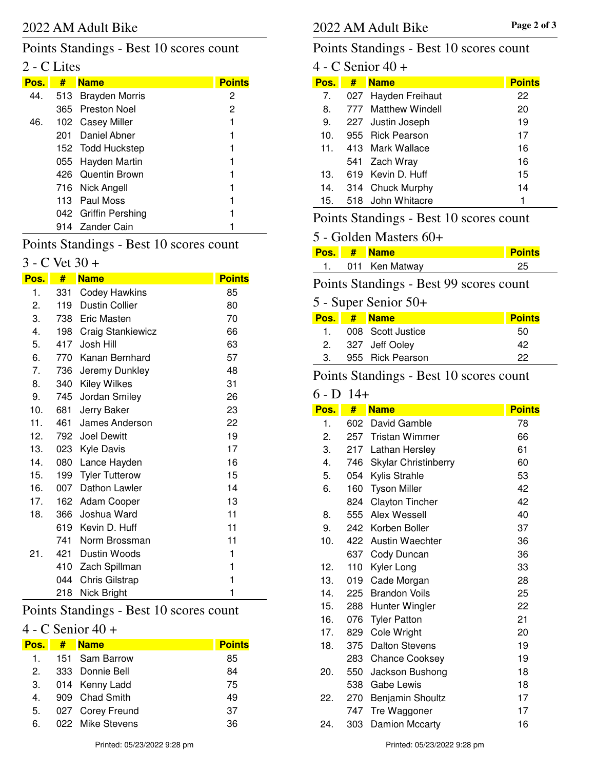# 2022 AM Adult Bike

## Points Standings - Best 10 scores count

### 2 - C Lites

| Pos. | # | Name | Points |
|---|---|---|---|
| 44. | 513 | Brayden Morris | 2 |
| | 365 | Preston Noel | 2 |
| 46. | 102 | Casey Miller | 1 |
| | 201 | Daniel Abner | 1 |
| | 152 | Todd Huckstep | 1 |
| | 055 | Hayden Martin | 1 |
| | 426 | Quentin Brown | 1 |
| | 716 | Nick Angell | 1 |
| | 113 | Paul Moss | 1 |
| | 042 | Griffin Pershing | 1 |
| | 914 | Zander Cain | 1 |

## Points Standings - Best 10 scores count

### 3 - C Vet 30 +

| Pos. | # | Name | Points |
|---|---|---|---|
| 1. | 331 | Codey Hawkins | 85 |
| 2. | 119 | Dustin Collier | 80 |
| 3. | 738 | Eric Masten | 70 |
| 4. | 198 | Craig Stankiewicz | 66 |
| 5. | 417 | Josh Hill | 63 |
| 6. | 770 | Kanan Bernhard | 57 |
| 7. | 736 | Jeremy Dunkley | 48 |
| 8. | 340 | Kiley Wilkes | 31 |
| 9. | 745 | Jordan Smiley | 26 |
| 10. | 681 | Jerry Baker | 23 |
| 11. | 461 | James Anderson | 22 |
| 12. | 792 | Joel Dewitt | 19 |
| 13. | 023 | Kyle Davis | 17 |
| 14. | 080 | Lance Hayden | 16 |
| 15. | 199 | Tyler Tutterow | 15 |
| 16. | 007 | Dathon Lawler | 14 |
| 17. | 162 | Adam Cooper | 13 |
| 18. | 366 | Joshua Ward | 11 |
| | 619 | Kevin D. Huff | 11 |
| | 741 | Norm Brossman | 11 |
| 21. | 421 | Dustin Woods | 1 |
| | 410 | Zach Spillman | 1 |
| | 044 | Chris Gilstrap | 1 |
| | 218 | Nick Bright | 1 |

## Points Standings - Best 10 scores count

### 4 - C Senior 40 +

| Pos. | # | Name | Points |
|---|---|---|---|
| 1. | 151 | Sam Barrow | 85 |
| 2. | 333 | Donnie Bell | 84 |
| 3. | 014 | Kenny Ladd | 75 |
| 4. | 909 | Chad Smith | 49 |
| 5. | 027 | Corey Freund | 37 |
| 6. | 022 | Mike Stevens | 36 |
| 7. | 027 | Hayden Freihaut | 22 |
| 8. | 777 | Matthew Windell | 20 |
| 9. | 227 | Justin Joseph | 19 |
| 10. | 955 | Rick Pearson | 17 |
| 11. | 413 | Mark Wallace | 16 |
| | 541 | Zach Wray | 16 |
| 13. | 619 | Kevin D. Huff | 15 |
| 14. | 314 | Chuck Murphy | 14 |
| 15. | 518 | John Whitacre | 1 |

## Points Standings - Best 10 scores count

### 5 - Golden Masters 60+

| Pos. | # | Name | Points |
|---|---|---|---|
| 1. | 011 | Ken Matway | 25 |

## Points Standings - Best 99 scores count

### 5 - Super Senior 50+

| Pos. | # | Name | Points |
|---|---|---|---|
| 1. | 008 | Scott Justice | 50 |
| 2. | 327 | Jeff Ooley | 42 |
| 3. | 955 | Rick Pearson | 22 |

## Points Standings - Best 10 scores count

### 6 - D 14+

| Pos. | # | Name | Points |
|---|---|---|---|
| 1. | 602 | David Gamble | 78 |
| 2. | 257 | Tristan Wimmer | 66 |
| 3. | 217 | Lathan Hersley | 61 |
| 4. | 746 | Skylar Christinberry | 60 |
| 5. | 054 | Kylis Strahle | 53 |
| 6. | 160 | Tyson Miller | 42 |
| | 824 | Clayton Tincher | 42 |
| 8. | 555 | Alex Wessell | 40 |
| 9. | 242 | Korben Boller | 37 |
| 10. | 422 | Austin Waechter | 36 |
| | 637 | Cody Duncan | 36 |
| 12. | 110 | Kyler Long | 33 |
| 13. | 019 | Cade Morgan | 28 |
| 14. | 225 | Brandon Voils | 25 |
| 15. | 288 | Hunter Wingler | 22 |
| 16. | 076 | Tyler Patton | 21 |
| 17. | 829 | Cole Wright | 20 |
| 18. | 375 | Dalton Stevens | 19 |
| | 283 | Chance Cooksey | 19 |
| 20. | 550 | Jackson Bushong | 18 |
| | 538 | Gabe Lewis | 18 |
| 22. | 270 | Benjamin Shoultz | 17 |
| | 747 | Tre Waggoner | 17 |
| 24. | 303 | Damion Mccarty | 16 |

Printed: 05/23/2022 9:28 pm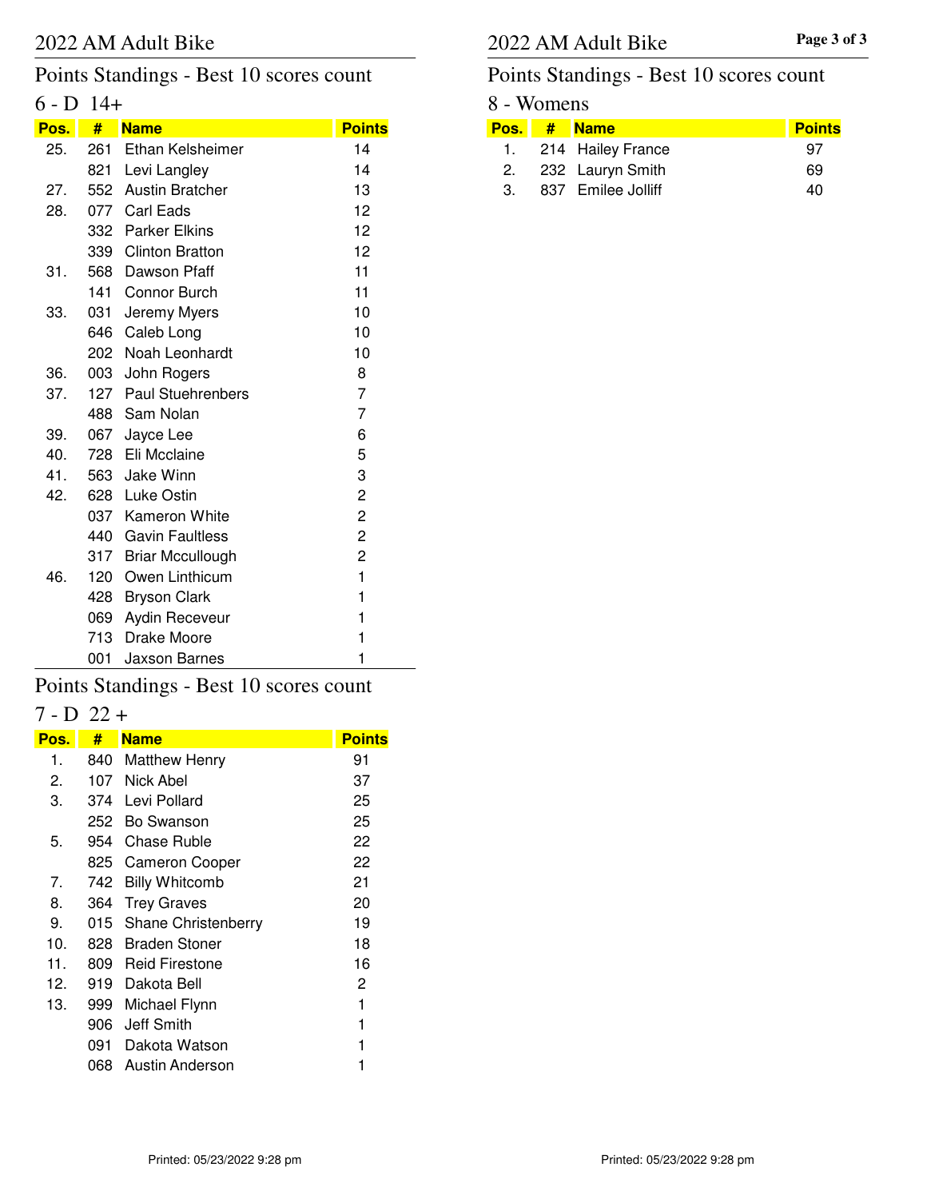# 2022 AM Adult Bike

## Points Standings - Best 10 scores count

### 6 - D 14+

| Pos. | # | Name | Points |
|---|---|---|---|
| 25. | 261 | Ethan Kelsheimer | 14 |
| | 821 | Levi Langley | 14 |
| 27. | 552 | Austin Bratcher | 13 |
| 28. | 077 | Carl Eads | 12 |
| | 332 | Parker Elkins | 12 |
| | 339 | Clinton Bratton | 12 |
| 31. | 568 | Dawson Pfaff | 11 |
| | 141 | Connor Burch | 11 |
| 33. | 031 | Jeremy Myers | 10 |
| | 646 | Caleb Long | 10 |
| | 202 | Noah Leonhardt | 10 |
| 36. | 003 | John Rogers | 8 |
| 37. | 127 | Paul Stuehrenbers | 7 |
| | 488 | Sam Nolan | 7 |
| 39. | 067 | Jayce Lee | 6 |
| 40. | 728 | Eli Mcclaine | 5 |
| 41. | 563 | Jake Winn | 3 |
| 42. | 628 | Luke Ostin | 2 |
| | 037 | Kameron White | 2 |
| | 440 | Gavin Faultless | 2 |
| | 317 | Briar Mccullough | 2 |
| 46. | 120 | Owen Linthicum | 1 |
| | 428 | Bryson Clark | 1 |
| | 069 | Aydin Receveur | 1 |
| | 713 | Drake Moore | 1 |
| | 001 | Jaxson Barnes | 1 |

## Points Standings - Best 10 scores count

### 7 - D 22 +

| Pos. | # | Name | Points |
|---|---|---|---|
| 1. | 840 | Matthew Henry | 91 |
| 2. | 107 | Nick Abel | 37 |
| 3. | 374 | Levi Pollard | 25 |
| | 252 | Bo Swanson | 25 |
| 5. | 954 | Chase Ruble | 22 |
| | 825 | Cameron Cooper | 22 |
| 7. | 742 | Billy Whitcomb | 21 |
| 8. | 364 | Trey Graves | 20 |
| 9. | 015 | Shane Christenberry | 19 |
| 10. | 828 | Braden Stoner | 18 |
| 11. | 809 | Reid Firestone | 16 |
| 12. | 919 | Dakota Bell | 2 |
| 13. | 999 | Michael Flynn | 1 |
| | 906 | Jeff Smith | 1 |
| | 091 | Dakota Watson | 1 |
| | 068 | Austin Anderson | 1 |

## Points Standings - Best 10 scores count

### 8 - Womens

| Pos. | # | Name | Points |
|---|---|---|---|
| 1. | 214 | Hailey France | 97 |
| 2. | 232 | Lauryn Smith | 69 |
| 3. | 837 | Emilee Jolliff | 40 |

Printed: 05/23/2022 9:28 pm